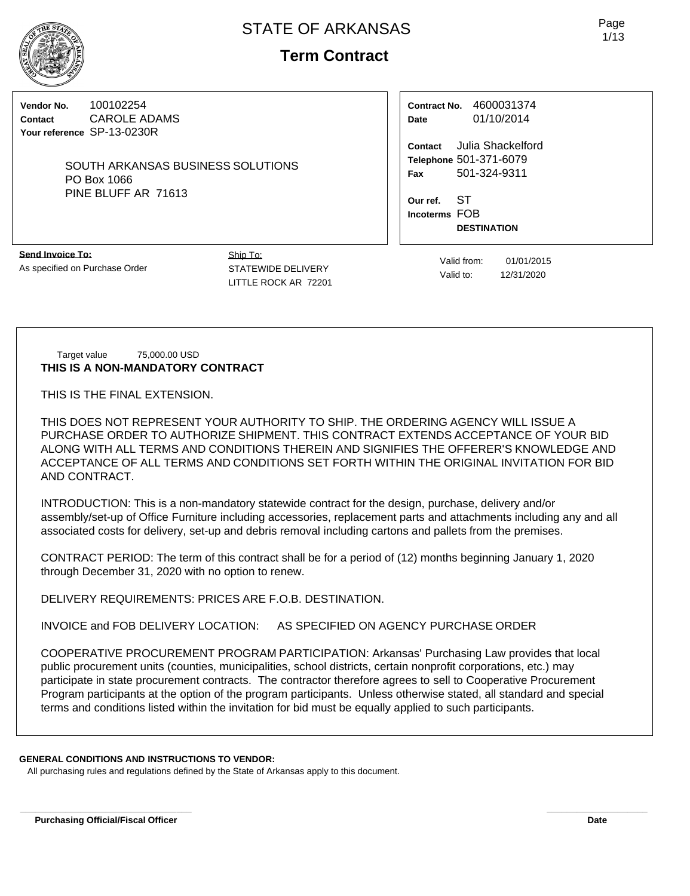# STATE OF ARKANSAS

## Term Contract

**Vendor No.** 100102254
**Contact** CAROLE ADAMS
**Your reference** SP-13-0230R

SOUTH ARKANSAS BUSINESS SOLUTIONS
PO Box 1066
PINE BLUFF AR 71613

**Contract No.** 4600031374
**Date** 01/10/2014

**Contact** Julia Shackelford
**Telephone** 501-371-6079
**Fax** 501-324-9311

**Our ref.** ST
**Incoterms** FOB
**DESTINATION**

**Send Invoice To:**
As specified on Purchase Order

Ship To:
STATEWIDE DELIVERY
LITTLE ROCK AR 72201

Valid from: 01/01/2015
Valid to: 12/31/2020

Target value 75,000.00 USD

**THIS IS A NON-MANDATORY CONTRACT**

THIS IS THE FINAL EXTENSION.

THIS DOES NOT REPRESENT YOUR AUTHORITY TO SHIP. THE ORDERING AGENCY WILL ISSUE A PURCHASE ORDER TO AUTHORIZE SHIPMENT. THIS CONTRACT EXTENDS ACCEPTANCE OF YOUR BID ALONG WITH ALL TERMS AND CONDITIONS THEREIN AND SIGNIFIES THE OFFERER'S KNOWLEDGE AND ACCEPTANCE OF ALL TERMS AND CONDITIONS SET FORTH WITHIN THE ORIGINAL INVITATION FOR BID AND CONTRACT.

INTRODUCTION: This is a non-mandatory statewide contract for the design, purchase, delivery and/or assembly/set-up of Office Furniture including accessories, replacement parts and attachments including any and all associated costs for delivery, set-up and debris removal including cartons and pallets from the premises.

CONTRACT PERIOD: The term of this contract shall be for a period of (12) months beginning January 1, 2020 through December 31, 2020 with no option to renew.

DELIVERY REQUIREMENTS: PRICES ARE F.O.B. DESTINATION.

INVOICE and FOB DELIVERY LOCATION: AS SPECIFIED ON AGENCY PURCHASE ORDER

COOPERATIVE PROCUREMENT PROGRAM PARTICIPATION: Arkansas' Purchasing Law provides that local public procurement units (counties, municipalities, school districts, certain nonprofit corporations, etc.) may participate in state procurement contracts. The contractor therefore agrees to sell to Cooperative Procurement Program participants at the option of the program participants. Unless otherwise stated, all standard and special terms and conditions listed within the invitation for bid must be equally applied to such participants.

**GENERAL CONDITIONS AND INSTRUCTIONS TO VENDOR:**

All purchasing rules and regulations defined by the State of Arkansas apply to this document.

**Purchasing Official/Fiscal Officer** **Date**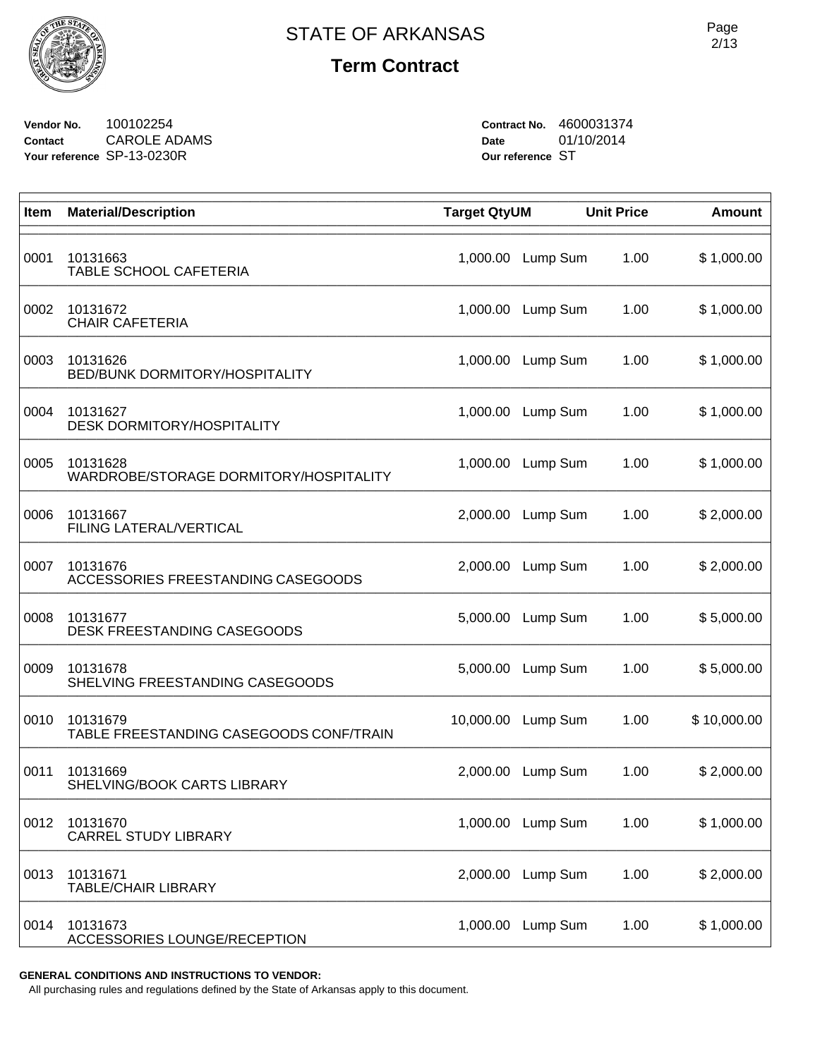# STATE OF ARKANSAS

## Term Contract

**Vendor No.** 100102254
**Contact** CAROLE ADAMS
**Your reference** SP-13-0230R

**Contract No.** 4600031374
**Date** 01/10/2014
**Our reference** ST

| Item | Material/Description | Target Qty | UM | Unit Price | Amount |
|---|---|---|---|---|---|
| 0001 | 10131663<br>TABLE SCHOOL CAFETERIA | 1,000.00 | Lump Sum | 1.00 | $ 1,000.00 |
| 0002 | 10131672<br>CHAIR CAFETERIA | 1,000.00 | Lump Sum | 1.00 | $ 1,000.00 |
| 0003 | 10131626<br>BED/BUNK DORMITORY/HOSPITALITY | 1,000.00 | Lump Sum | 1.00 | $ 1,000.00 |
| 0004 | 10131627<br>DESK DORMITORY/HOSPITALITY | 1,000.00 | Lump Sum | 1.00 | $ 1,000.00 |
| 0005 | 10131628<br>WARDROBE/STORAGE DORMITORY/HOSPITALITY | 1,000.00 | Lump Sum | 1.00 | $ 1,000.00 |
| 0006 | 10131667<br>FILING LATERAL/VERTICAL | 2,000.00 | Lump Sum | 1.00 | $ 2,000.00 |
| 0007 | 10131676<br>ACCESSORIES FREESTANDING CASEGOODS | 2,000.00 | Lump Sum | 1.00 | $ 2,000.00 |
| 0008 | 10131677<br>DESK FREESTANDING CASEGOODS | 5,000.00 | Lump Sum | 1.00 | $ 5,000.00 |
| 0009 | 10131678<br>SHELVING FREESTANDING CASEGOODS | 5,000.00 | Lump Sum | 1.00 | $ 5,000.00 |
| 0010 | 10131679<br>TABLE FREESTANDING CASEGOODS CONF/TRAIN | 10,000.00 | Lump Sum | 1.00 | $ 10,000.00 |
| 0011 | 10131669<br>SHELVING/BOOK CARTS LIBRARY | 2,000.00 | Lump Sum | 1.00 | $ 2,000.00 |
| 0012 | 10131670<br>CARREL STUDY LIBRARY | 1,000.00 | Lump Sum | 1.00 | $ 1,000.00 |
| 0013 | 10131671<br>TABLE/CHAIR LIBRARY | 2,000.00 | Lump Sum | 1.00 | $ 2,000.00 |
| 0014 | 10131673<br>ACCESSORIES LOUNGE/RECEPTION | 1,000.00 | Lump Sum | 1.00 | $ 1,000.00 |

**GENERAL CONDITIONS AND INSTRUCTIONS TO VENDOR:**

All purchasing rules and regulations defined by the State of Arkansas apply to this document.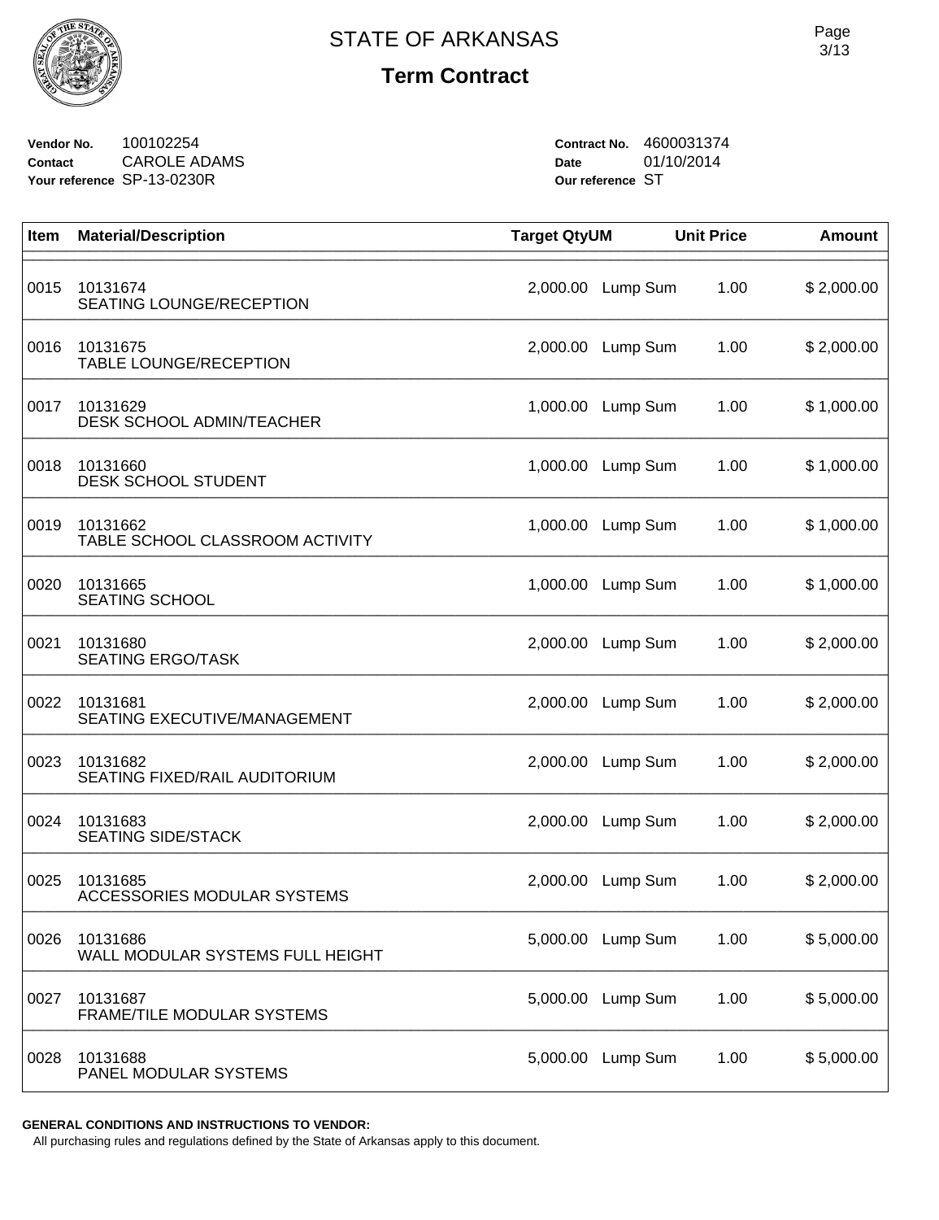# STATE OF ARKANSAS

## Term Contract

**Vendor No.** 100102254
**Contact** CAROLE ADAMS
**Your reference** SP-13-0230R

**Contract No.** 4600031374
**Date** 01/10/2014
**Our reference** ST

| Item | Material/Description | Target Qty | UM | Unit Price | Amount |
|---|---|---|---|---|---|
| 0015 | 10131674<br>SEATING LOUNGE/RECEPTION | 2,000.00 | Lump Sum | 1.00 | $ 2,000.00 |
| 0016 | 10131675<br>TABLE LOUNGE/RECEPTION | 2,000.00 | Lump Sum | 1.00 | $ 2,000.00 |
| 0017 | 10131629<br>DESK SCHOOL ADMIN/TEACHER | 1,000.00 | Lump Sum | 1.00 | $ 1,000.00 |
| 0018 | 10131660<br>DESK SCHOOL STUDENT | 1,000.00 | Lump Sum | 1.00 | $ 1,000.00 |
| 0019 | 10131662<br>TABLE SCHOOL CLASSROOM ACTIVITY | 1,000.00 | Lump Sum | 1.00 | $ 1,000.00 |
| 0020 | 10131665<br>SEATING SCHOOL | 1,000.00 | Lump Sum | 1.00 | $ 1,000.00 |
| 0021 | 10131680<br>SEATING ERGO/TASK | 2,000.00 | Lump Sum | 1.00 | $ 2,000.00 |
| 0022 | 10131681<br>SEATING EXECUTIVE/MANAGEMENT | 2,000.00 | Lump Sum | 1.00 | $ 2,000.00 |
| 0023 | 10131682<br>SEATING FIXED/RAIL AUDITORIUM | 2,000.00 | Lump Sum | 1.00 | $ 2,000.00 |
| 0024 | 10131683<br>SEATING SIDE/STACK | 2,000.00 | Lump Sum | 1.00 | $ 2,000.00 |
| 0025 | 10131685<br>ACCESSORIES MODULAR SYSTEMS | 2,000.00 | Lump Sum | 1.00 | $ 2,000.00 |
| 0026 | 10131686<br>WALL MODULAR SYSTEMS FULL HEIGHT | 5,000.00 | Lump Sum | 1.00 | $ 5,000.00 |
| 0027 | 10131687<br>FRAME/TILE MODULAR SYSTEMS | 5,000.00 | Lump Sum | 1.00 | $ 5,000.00 |
| 0028 | 10131688<br>PANEL MODULAR SYSTEMS | 5,000.00 | Lump Sum | 1.00 | $ 5,000.00 |

**GENERAL CONDITIONS AND INSTRUCTIONS TO VENDOR:**

All purchasing rules and regulations defined by the State of Arkansas apply to this document.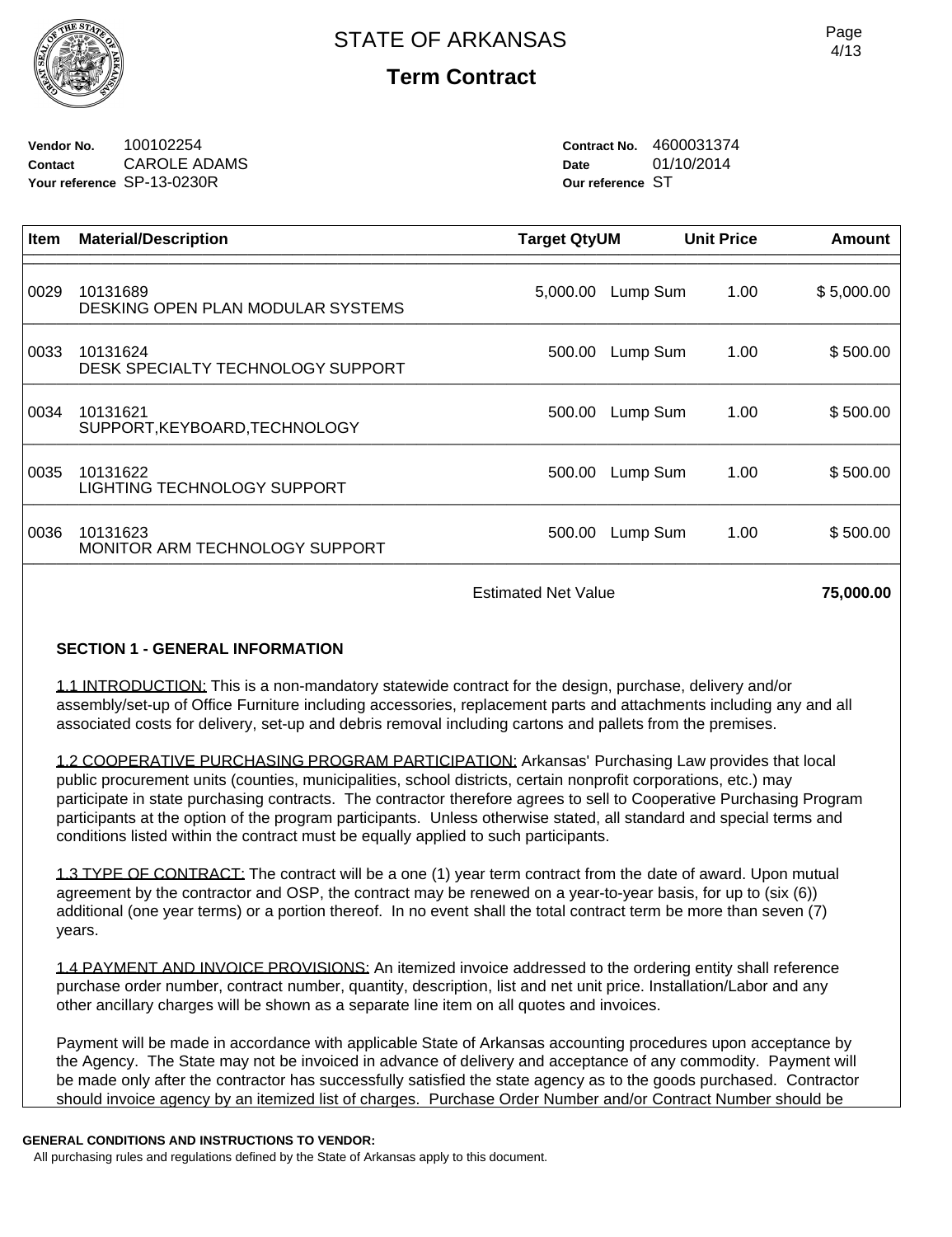# STATE OF ARKANSAS

## Term Contract

**Vendor No.** 100102254
**Contact** CAROLE ADAMS
**Your reference** SP-13-0230R

**Contract No.** 4600031374
**Date** 01/10/2014
**Our reference** ST

| Item | Material/Description | Target Qty | UM | Unit Price | Amount |
|---|---|---|---|---|---|
| 0029 | 10131689<br>DESKING OPEN PLAN MODULAR SYSTEMS | 5,000.00 | Lump Sum | 1.00 | $ 5,000.00 |
| 0033 | 10131624<br>DESK SPECIALTY TECHNOLOGY SUPPORT | 500.00 | Lump Sum | 1.00 | $ 500.00 |
| 0034 | 10131621<br>SUPPORT,KEYBOARD,TECHNOLOGY | 500.00 | Lump Sum | 1.00 | $ 500.00 |
| 0035 | 10131622<br>LIGHTING TECHNOLOGY SUPPORT | 500.00 | Lump Sum | 1.00 | $ 500.00 |
| 0036 | 10131623<br>MONITOR ARM TECHNOLOGY SUPPORT | 500.00 | Lump Sum | 1.00 | $ 500.00 |
| | | Estimated Net Value | | | **75,000.00** |

**SECTION 1 - GENERAL INFORMATION**

1.1 INTRODUCTION: This is a non-mandatory statewide contract for the design, purchase, delivery and/or assembly/set-up of Office Furniture including accessories, replacement parts and attachments including any and all associated costs for delivery, set-up and debris removal including cartons and pallets from the premises.

1.2 COOPERATIVE PURCHASING PROGRAM PARTICIPATION: Arkansas' Purchasing Law provides that local public procurement units (counties, municipalities, school districts, certain nonprofit corporations, etc.) may participate in state purchasing contracts. The contractor therefore agrees to sell to Cooperative Purchasing Program participants at the option of the program participants. Unless otherwise stated, all standard and special terms and conditions listed within the contract must be equally applied to such participants.

1.3 TYPE OF CONTRACT: The contract will be a one (1) year term contract from the date of award. Upon mutual agreement by the contractor and OSP, the contract may be renewed on a year-to-year basis, for up to (six (6)) additional (one year terms) or a portion thereof. In no event shall the total contract term be more than seven (7) years.

1.4 PAYMENT AND INVOICE PROVISIONS: An itemized invoice addressed to the ordering entity shall reference purchase order number, contract number, quantity, description, list and net unit price. Installation/Labor and any other ancillary charges will be shown as a separate line item on all quotes and invoices.

Payment will be made in accordance with applicable State of Arkansas accounting procedures upon acceptance by the Agency. The State may not be invoiced in advance of delivery and acceptance of any commodity. Payment will be made only after the contractor has successfully satisfied the state agency as to the goods purchased. Contractor should invoice agency by an itemized list of charges. Purchase Order Number and/or Contract Number should be

**GENERAL CONDITIONS AND INSTRUCTIONS TO VENDOR:**
All purchasing rules and regulations defined by the State of Arkansas apply to this document.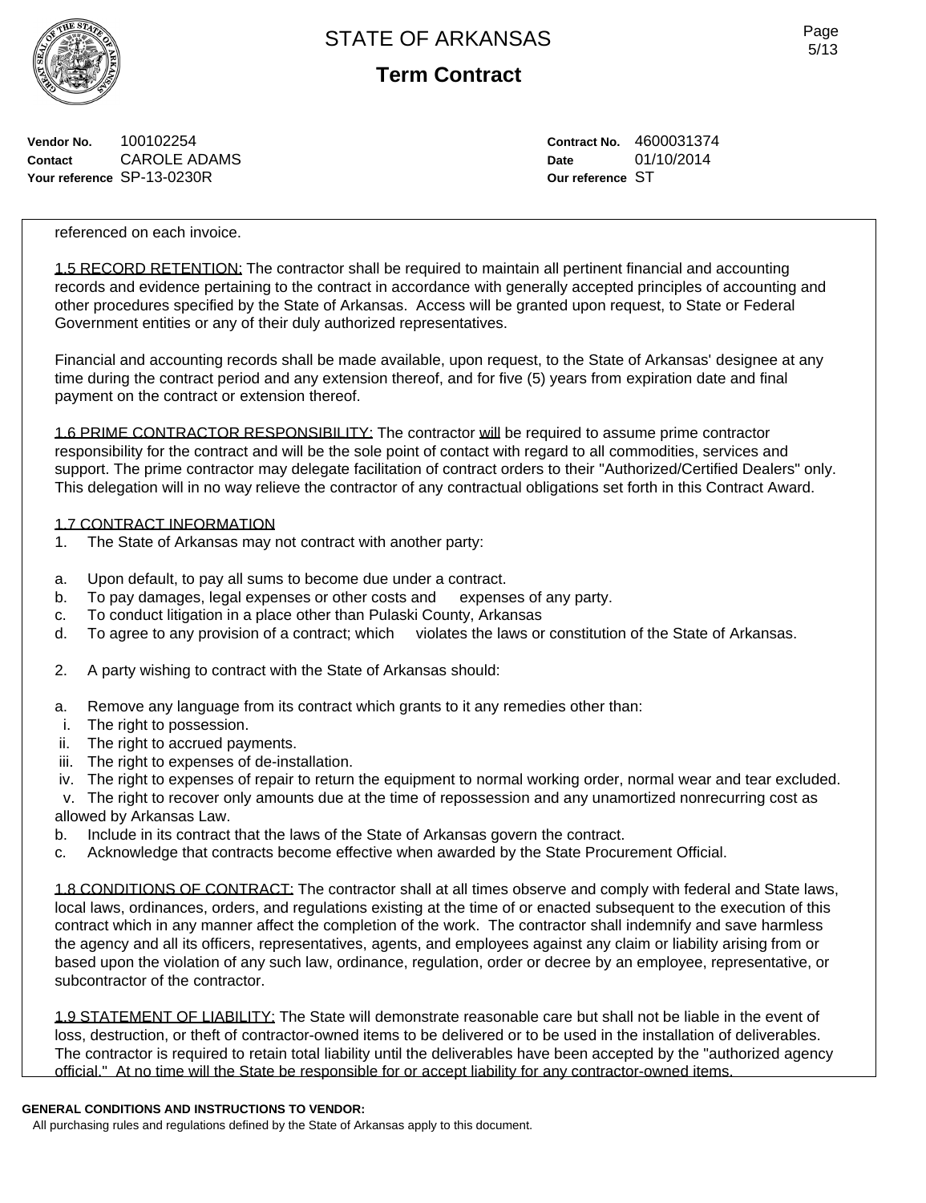# STATE OF ARKANSAS

## Term Contract

**Vendor No.** 100102254
**Contact** CAROLE ADAMS
**Your reference** SP-13-0230R

**Contract No.** 4600031374
**Date** 01/10/2014
**Our reference** ST

referenced on each invoice.

1.5 RECORD RETENTION: The contractor shall be required to maintain all pertinent financial and accounting records and evidence pertaining to the contract in accordance with generally accepted principles of accounting and other procedures specified by the State of Arkansas. Access will be granted upon request, to State or Federal Government entities or any of their duly authorized representatives.

Financial and accounting records shall be made available, upon request, to the State of Arkansas' designee at any time during the contract period and any extension thereof, and for five (5) years from expiration date and final payment on the contract or extension thereof.

1.6 PRIME CONTRACTOR RESPONSIBILITY: The contractor will be required to assume prime contractor responsibility for the contract and will be the sole point of contact with regard to all commodities, services and support. The prime contractor may delegate facilitation of contract orders to their "Authorized/Certified Dealers" only. This delegation will in no way relieve the contractor of any contractual obligations set forth in this Contract Award.

1.7 CONTRACT INFORMATION

1. The State of Arkansas may not contract with another party:

a. Upon default, to pay all sums to become due under a contract.
b. To pay damages, legal expenses or other costs and expenses of any party.
c. To conduct litigation in a place other than Pulaski County, Arkansas
d. To agree to any provision of a contract; which violates the laws or constitution of the State of Arkansas.

2. A party wishing to contract with the State of Arkansas should:

a. Remove any language from its contract which grants to it any remedies other than:
 i. The right to possession.
 ii. The right to accrued payments.
 iii. The right to expenses of de-installation.
 iv. The right to expenses of repair to return the equipment to normal working order, normal wear and tear excluded.
 v. The right to recover only amounts due at the time of repossession and any unamortized nonrecurring cost as allowed by Arkansas Law.
b. Include in its contract that the laws of the State of Arkansas govern the contract.
c. Acknowledge that contracts become effective when awarded by the State Procurement Official.

1.8 CONDITIONS OF CONTRACT: The contractor shall at all times observe and comply with federal and State laws, local laws, ordinances, orders, and regulations existing at the time of or enacted subsequent to the execution of this contract which in any manner affect the completion of the work. The contractor shall indemnify and save harmless the agency and all its officers, representatives, agents, and employees against any claim or liability arising from or based upon the violation of any such law, ordinance, regulation, order or decree by an employee, representative, or subcontractor of the contractor.

1.9 STATEMENT OF LIABILITY: The State will demonstrate reasonable care but shall not be liable in the event of loss, destruction, or theft of contractor-owned items to be delivered or to be used in the installation of deliverables. The contractor is required to retain total liability until the deliverables have been accepted by the "authorized agency official." At no time will the State be responsible for or accept liability for any contractor-owned items.

**GENERAL CONDITIONS AND INSTRUCTIONS TO VENDOR:**
All purchasing rules and regulations defined by the State of Arkansas apply to this document.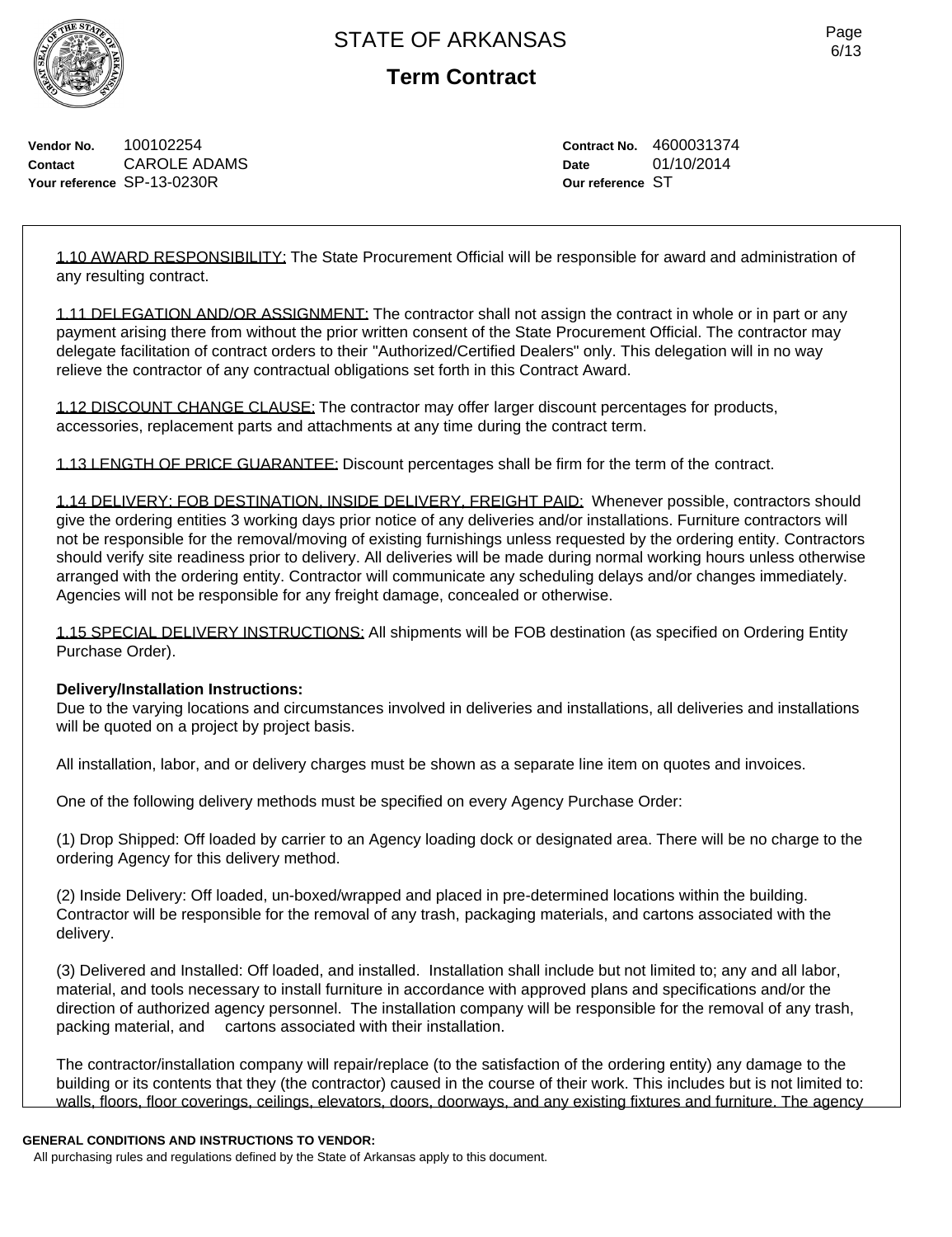STATE OF ARKANSAS

**Term Contract**

**Vendor No.** 100102254
**Contact** CAROLE ADAMS
**Your reference** SP-13-0230R

**Contract No.** 4600031374
**Date** 01/10/2014
**Our reference** ST

1.10 AWARD RESPONSIBILITY: The State Procurement Official will be responsible for award and administration of any resulting contract.

1.11 DELEGATION AND/OR ASSIGNMENT: The contractor shall not assign the contract in whole or in part or any payment arising there from without the prior written consent of the State Procurement Official. The contractor may delegate facilitation of contract orders to their "Authorized/Certified Dealers" only. This delegation will in no way relieve the contractor of any contractual obligations set forth in this Contract Award.

1.12 DISCOUNT CHANGE CLAUSE: The contractor may offer larger discount percentages for products, accessories, replacement parts and attachments at any time during the contract term.

1.13 LENGTH OF PRICE GUARANTEE: Discount percentages shall be firm for the term of the contract.

1.14 DELIVERY: FOB DESTINATION, INSIDE DELIVERY, FREIGHT PAID: Whenever possible, contractors should give the ordering entities 3 working days prior notice of any deliveries and/or installations. Furniture contractors will not be responsible for the removal/moving of existing furnishings unless requested by the ordering entity. Contractors should verify site readiness prior to delivery. All deliveries will be made during normal working hours unless otherwise arranged with the ordering entity. Contractor will communicate any scheduling delays and/or changes immediately. Agencies will not be responsible for any freight damage, concealed or otherwise.

1.15 SPECIAL DELIVERY INSTRUCTIONS: All shipments will be FOB destination (as specified on Ordering Entity Purchase Order).

**Delivery/Installation Instructions:**
Due to the varying locations and circumstances involved in deliveries and installations, all deliveries and installations will be quoted on a project by project basis.

All installation, labor, and or delivery charges must be shown as a separate line item on quotes and invoices.

One of the following delivery methods must be specified on every Agency Purchase Order:

(1) Drop Shipped: Off loaded by carrier to an Agency loading dock or designated area. There will be no charge to the ordering Agency for this delivery method.

(2) Inside Delivery: Off loaded, un-boxed/wrapped and placed in pre-determined locations within the building. Contractor will be responsible for the removal of any trash, packaging materials, and cartons associated with the delivery.

(3) Delivered and Installed: Off loaded, and installed. Installation shall include but not limited to; any and all labor, material, and tools necessary to install furniture in accordance with approved plans and specifications and/or the direction of authorized agency personnel. The installation company will be responsible for the removal of any trash, packing material, and cartons associated with their installation.

The contractor/installation company will repair/replace (to the satisfaction of the ordering entity) any damage to the building or its contents that they (the contractor) caused in the course of their work. This includes but is not limited to: walls, floors, floor coverings, ceilings, elevators, doors, doorways, and any existing fixtures and furniture. The agency

**GENERAL CONDITIONS AND INSTRUCTIONS TO VENDOR:**
All purchasing rules and regulations defined by the State of Arkansas apply to this document.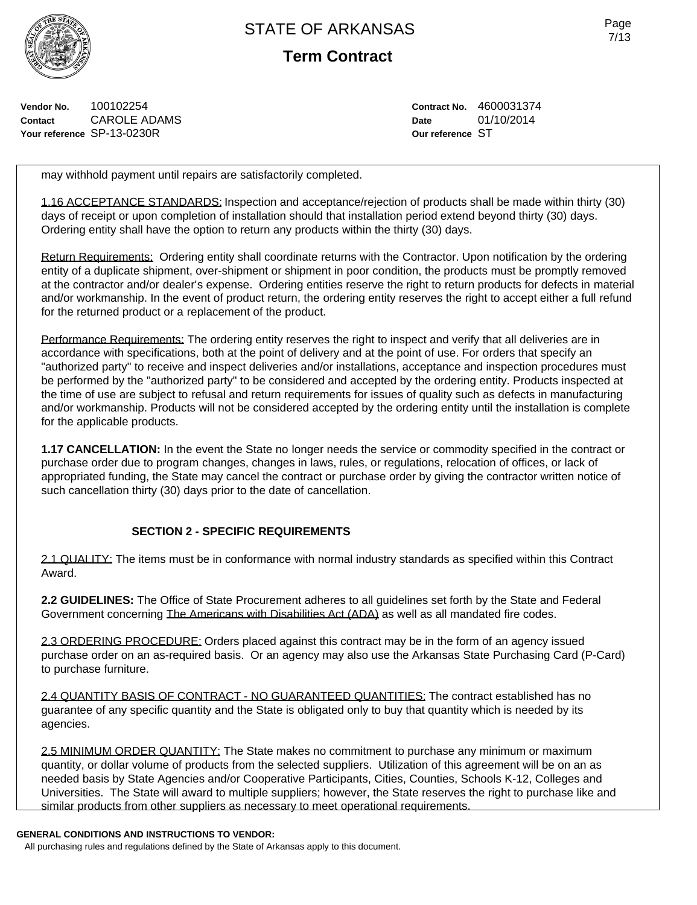**Vendor No.** 100102254
**Contact** CAROLE ADAMS
**Your reference** SP-13-0230R

**Contract No.** 4600031374
**Date** 01/10/2014
**Our reference** ST

may withhold payment until repairs are satisfactorily completed.

1.16 ACCEPTANCE STANDARDS: Inspection and acceptance/rejection of products shall be made within thirty (30) days of receipt or upon completion of installation should that installation period extend beyond thirty (30) days. Ordering entity shall have the option to return any products within the thirty (30) days.

Return Requirements: Ordering entity shall coordinate returns with the Contractor. Upon notification by the ordering entity of a duplicate shipment, over-shipment or shipment in poor condition, the products must be promptly removed at the contractor and/or dealer's expense. Ordering entities reserve the right to return products for defects in material and/or workmanship. In the event of product return, the ordering entity reserves the right to accept either a full refund for the returned product or a replacement of the product.

Performance Requirements: The ordering entity reserves the right to inspect and verify that all deliveries are in accordance with specifications, both at the point of delivery and at the point of use. For orders that specify an "authorized party" to receive and inspect deliveries and/or installations, acceptance and inspection procedures must be performed by the "authorized party" to be considered and accepted by the ordering entity. Products inspected at the time of use are subject to refusal and return requirements for issues of quality such as defects in manufacturing and/or workmanship. Products will not be considered accepted by the ordering entity until the installation is complete for the applicable products.

**1.17 CANCELLATION:** In the event the State no longer needs the service or commodity specified in the contract or purchase order due to program changes, changes in laws, rules, or regulations, relocation of offices, or lack of appropriated funding, the State may cancel the contract or purchase order by giving the contractor written notice of such cancellation thirty (30) days prior to the date of cancellation.

## SECTION 2 - SPECIFIC REQUIREMENTS

2.1 QUALITY: The items must be in conformance with normal industry standards as specified within this Contract Award.

**2.2 GUIDELINES:** The Office of State Procurement adheres to all guidelines set forth by the State and Federal Government concerning The Americans with Disabilities Act (ADA) as well as all mandated fire codes.

2.3 ORDERING PROCEDURE: Orders placed against this contract may be in the form of an agency issued purchase order on an as-required basis. Or an agency may also use the Arkansas State Purchasing Card (P-Card) to purchase furniture.

2.4 QUANTITY BASIS OF CONTRACT - NO GUARANTEED QUANTITIES: The contract established has no guarantee of any specific quantity and the State is obligated only to buy that quantity which is needed by its agencies.

2.5 MINIMUM ORDER QUANTITY: The State makes no commitment to purchase any minimum or maximum quantity, or dollar volume of products from the selected suppliers. Utilization of this agreement will be on an as needed basis by State Agencies and/or Cooperative Participants, Cities, Counties, Schools K-12, Colleges and Universities. The State will award to multiple suppliers; however, the State reserves the right to purchase like and similar products from other suppliers as necessary to meet operational requirements.

**GENERAL CONDITIONS AND INSTRUCTIONS TO VENDOR:**
All purchasing rules and regulations defined by the State of Arkansas apply to this document.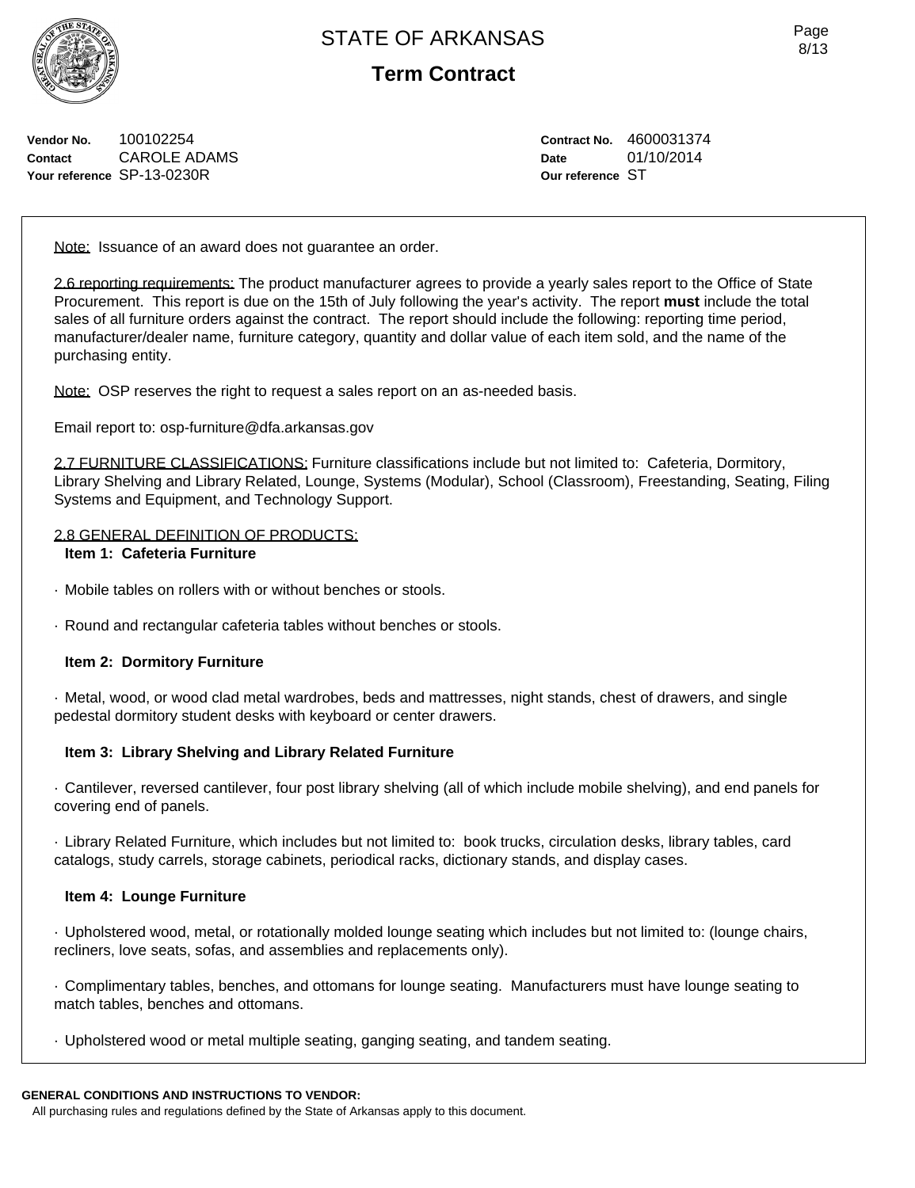# STATE OF ARKANSAS

## Term Contract

**Vendor No.** 100102254
**Contact** CAROLE ADAMS
**Your reference** SP-13-0230R

**Contract No.** 4600031374
**Date** 01/10/2014
**Our reference** ST

Note: Issuance of an award does not guarantee an order.

2.6 reporting requirements: The product manufacturer agrees to provide a yearly sales report to the Office of State Procurement. This report is due on the 15th of July following the year's activity. The report **must** include the total sales of all furniture orders against the contract. The report should include the following: reporting time period, manufacturer/dealer name, furniture category, quantity and dollar value of each item sold, and the name of the purchasing entity.

Note: OSP reserves the right to request a sales report on an as-needed basis.

Email report to: osp-furniture@dfa.arkansas.gov

2.7 FURNITURE CLASSIFICATIONS: Furniture classifications include but not limited to: Cafeteria, Dormitory, Library Shelving and Library Related, Lounge, Systems (Modular), School (Classroom), Freestanding, Seating, Filing Systems and Equipment, and Technology Support.

2.8 GENERAL DEFINITION OF PRODUCTS:

**Item 1: Cafeteria Furniture**

· Mobile tables on rollers with or without benches or stools.

· Round and rectangular cafeteria tables without benches or stools.

**Item 2: Dormitory Furniture**

· Metal, wood, or wood clad metal wardrobes, beds and mattresses, night stands, chest of drawers, and single pedestal dormitory student desks with keyboard or center drawers.

**Item 3: Library Shelving and Library Related Furniture**

· Cantilever, reversed cantilever, four post library shelving (all of which include mobile shelving), and end panels for covering end of panels.

· Library Related Furniture, which includes but not limited to: book trucks, circulation desks, library tables, card catalogs, study carrels, storage cabinets, periodical racks, dictionary stands, and display cases.

**Item 4: Lounge Furniture**

· Upholstered wood, metal, or rotationally molded lounge seating which includes but not limited to: (lounge chairs, recliners, love seats, sofas, and assemblies and replacements only).

· Complimentary tables, benches, and ottomans for lounge seating. Manufacturers must have lounge seating to match tables, benches and ottomans.

· Upholstered wood or metal multiple seating, ganging seating, and tandem seating.

**GENERAL CONDITIONS AND INSTRUCTIONS TO VENDOR:**
All purchasing rules and regulations defined by the State of Arkansas apply to this document.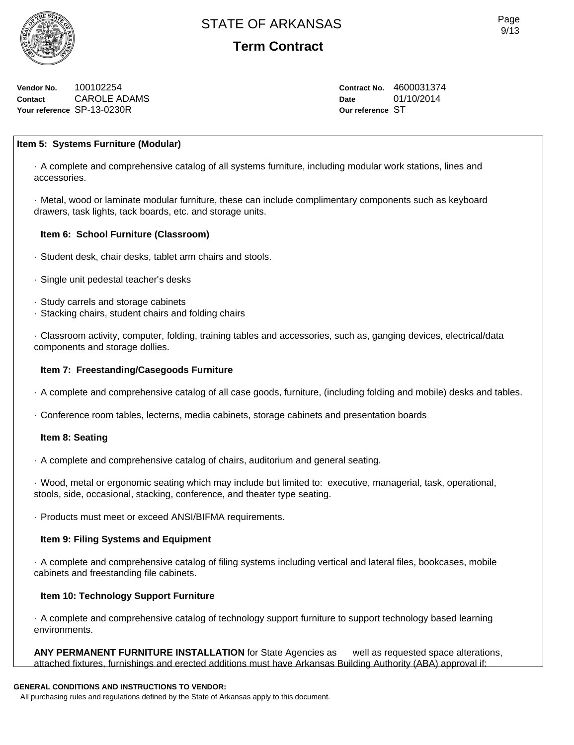# STATE OF ARKANSAS

## Term Contract

**Vendor No.** 100102254
**Contact** CAROLE ADAMS
**Your reference** SP-13-0230R

**Contract No.** 4600031374
**Date** 01/10/2014
**Our reference** ST

**Item 5: Systems Furniture (Modular)**

· A complete and comprehensive catalog of all systems furniture, including modular work stations, lines and accessories.

· Metal, wood or laminate modular furniture, these can include complimentary components such as keyboard drawers, task lights, tack boards, etc. and storage units.

**Item 6: School Furniture (Classroom)**

· Student desk, chair desks, tablet arm chairs and stools.

· Single unit pedestal teacher's desks

· Study carrels and storage cabinets
· Stacking chairs, student chairs and folding chairs

· Classroom activity, computer, folding, training tables and accessories, such as, ganging devices, electrical/data components and storage dollies.

**Item 7: Freestanding/Casegoods Furniture**

· A complete and comprehensive catalog of all case goods, furniture, (including folding and mobile) desks and tables.

· Conference room tables, lecterns, media cabinets, storage cabinets and presentation boards

**Item 8: Seating**

· A complete and comprehensive catalog of chairs, auditorium and general seating.

· Wood, metal or ergonomic seating which may include but limited to: executive, managerial, task, operational, stools, side, occasional, stacking, conference, and theater type seating.

· Products must meet or exceed ANSI/BIFMA requirements.

**Item 9: Filing Systems and Equipment**

· A complete and comprehensive catalog of filing systems including vertical and lateral files, bookcases, mobile cabinets and freestanding file cabinets.

**Item 10: Technology Support Furniture**

· A complete and comprehensive catalog of technology support furniture to support technology based learning environments.

**ANY PERMANENT FURNITURE INSTALLATION** for State Agencies as well as requested space alterations, attached fixtures, furnishings and erected additions must have Arkansas Building Authority (ABA) approval if:

**GENERAL CONDITIONS AND INSTRUCTIONS TO VENDOR:**
All purchasing rules and regulations defined by the State of Arkansas apply to this document.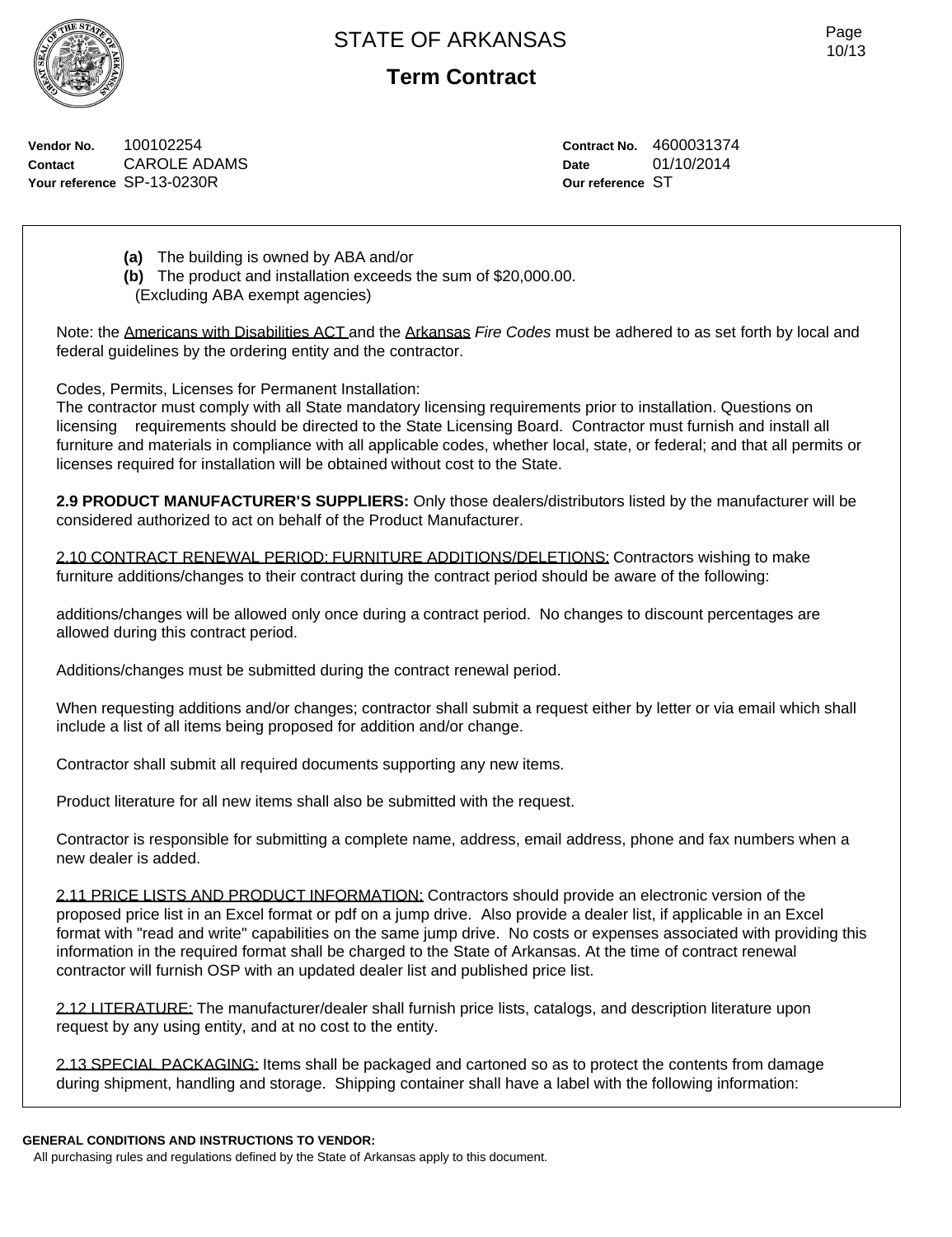STATE OF ARKANSAS

**Term Contract**

**Vendor No.** 100102254
**Contact** CAROLE ADAMS
**Your reference** SP-13-0230R

**Contract No.** 4600031374
**Date** 01/10/2014
**Our reference** ST

**(a)** The building is owned by ABA and/or
**(b)** The product and installation exceeds the sum of $20,000.00.
(Excluding ABA exempt agencies)

Note: the Americans with Disabilities ACT and the Arkansas *Fire Codes* must be adhered to as set forth by local and federal guidelines by the ordering entity and the contractor.

Codes, Permits, Licenses for Permanent Installation:
The contractor must comply with all State mandatory licensing requirements prior to installation. Questions on licensing requirements should be directed to the State Licensing Board. Contractor must furnish and install all furniture and materials in compliance with all applicable codes, whether local, state, or federal; and that all permits or licenses required for installation will be obtained without cost to the State.

**2.9 PRODUCT MANUFACTURER'S SUPPLIERS:** Only those dealers/distributors listed by the manufacturer will be considered authorized to act on behalf of the Product Manufacturer.

2.10 CONTRACT RENEWAL PERIOD: FURNITURE ADDITIONS/DELETIONS: Contractors wishing to make furniture additions/changes to their contract during the contract period should be aware of the following:

additions/changes will be allowed only once during a contract period. No changes to discount percentages are allowed during this contract period.

Additions/changes must be submitted during the contract renewal period.

When requesting additions and/or changes; contractor shall submit a request either by letter or via email which shall include a list of all items being proposed for addition and/or change.

Contractor shall submit all required documents supporting any new items.

Product literature for all new items shall also be submitted with the request.

Contractor is responsible for submitting a complete name, address, email address, phone and fax numbers when a new dealer is added.

2.11 PRICE LISTS AND PRODUCT INFORMATION: Contractors should provide an electronic version of the proposed price list in an Excel format or pdf on a jump drive. Also provide a dealer list, if applicable in an Excel format with "read and write" capabilities on the same jump drive. No costs or expenses associated with providing this information in the required format shall be charged to the State of Arkansas. At the time of contract renewal contractor will furnish OSP with an updated dealer list and published price list.

2.12 LITERATURE: The manufacturer/dealer shall furnish price lists, catalogs, and description literature upon request by any using entity, and at no cost to the entity.

2.13 SPECIAL PACKAGING: Items shall be packaged and cartoned so as to protect the contents from damage during shipment, handling and storage. Shipping container shall have a label with the following information:

**GENERAL CONDITIONS AND INSTRUCTIONS TO VENDOR:**
All purchasing rules and regulations defined by the State of Arkansas apply to this document.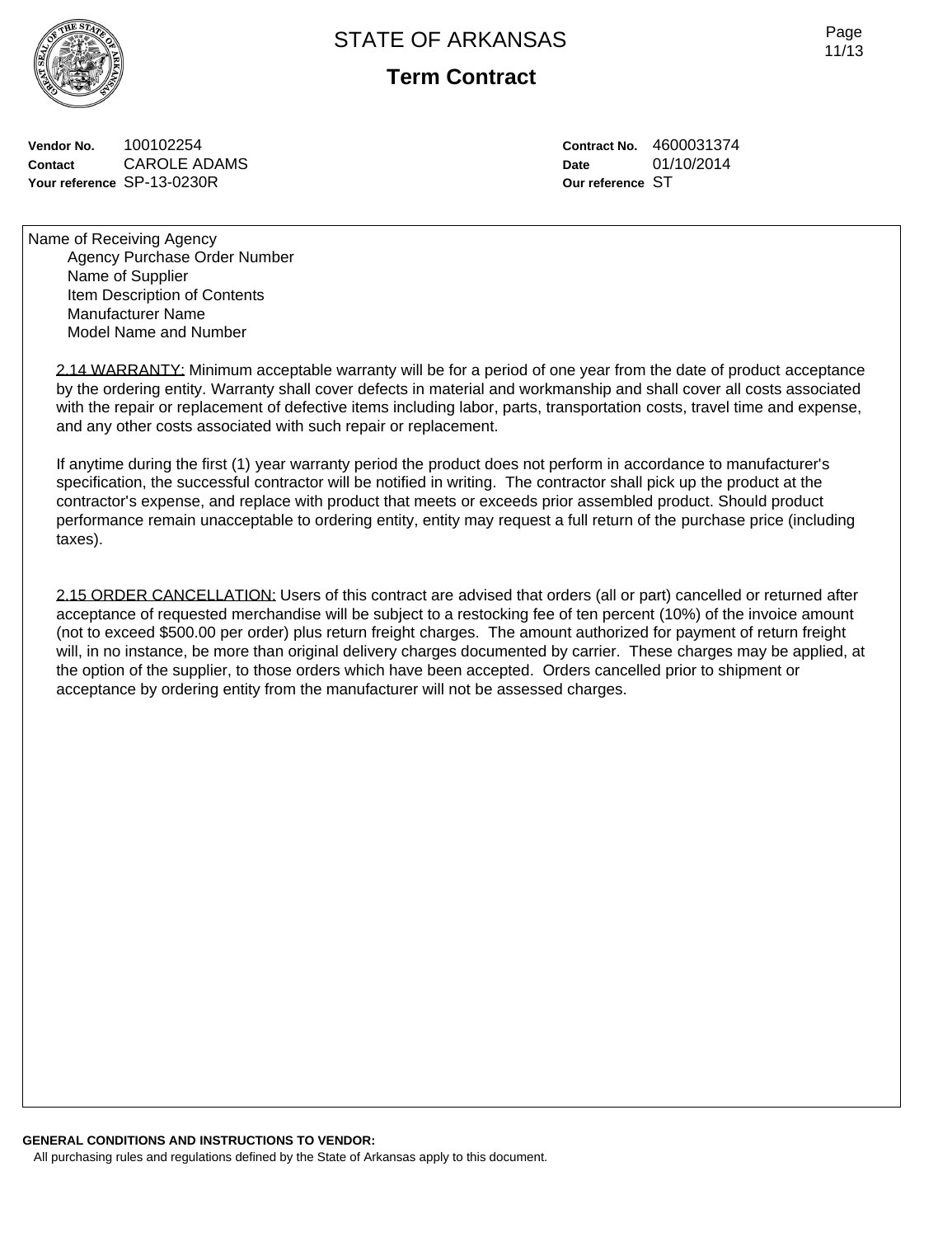STATE OF ARKANSAS

**Term Contract**

**Vendor No.** 100102254
**Contact** CAROLE ADAMS
**Your reference** SP-13-0230R

**Contract No.** 4600031374
**Date** 01/10/2014
**Our reference** ST

Name of Receiving Agency
- Agency Purchase Order Number
- Name of Supplier
- Item Description of Contents
- Manufacturer Name
- Model Name and Number

2.14 WARRANTY: Minimum acceptable warranty will be for a period of one year from the date of product acceptance by the ordering entity. Warranty shall cover defects in material and workmanship and shall cover all costs associated with the repair or replacement of defective items including labor, parts, transportation costs, travel time and expense, and any other costs associated with such repair or replacement.

If anytime during the first (1) year warranty period the product does not perform in accordance to manufacturer's specification, the successful contractor will be notified in writing. The contractor shall pick up the product at the contractor's expense, and replace with product that meets or exceeds prior assembled product. Should product performance remain unacceptable to ordering entity, entity may request a full return of the purchase price (including taxes).

2.15 ORDER CANCELLATION: Users of this contract are advised that orders (all or part) cancelled or returned after acceptance of requested merchandise will be subject to a restocking fee of ten percent (10%) of the invoice amount (not to exceed $500.00 per order) plus return freight charges. The amount authorized for payment of return freight will, in no instance, be more than original delivery charges documented by carrier. These charges may be applied, at the option of the supplier, to those orders which have been accepted. Orders cancelled prior to shipment or acceptance by ordering entity from the manufacturer will not be assessed charges.

**GENERAL CONDITIONS AND INSTRUCTIONS TO VENDOR:**
All purchasing rules and regulations defined by the State of Arkansas apply to this document.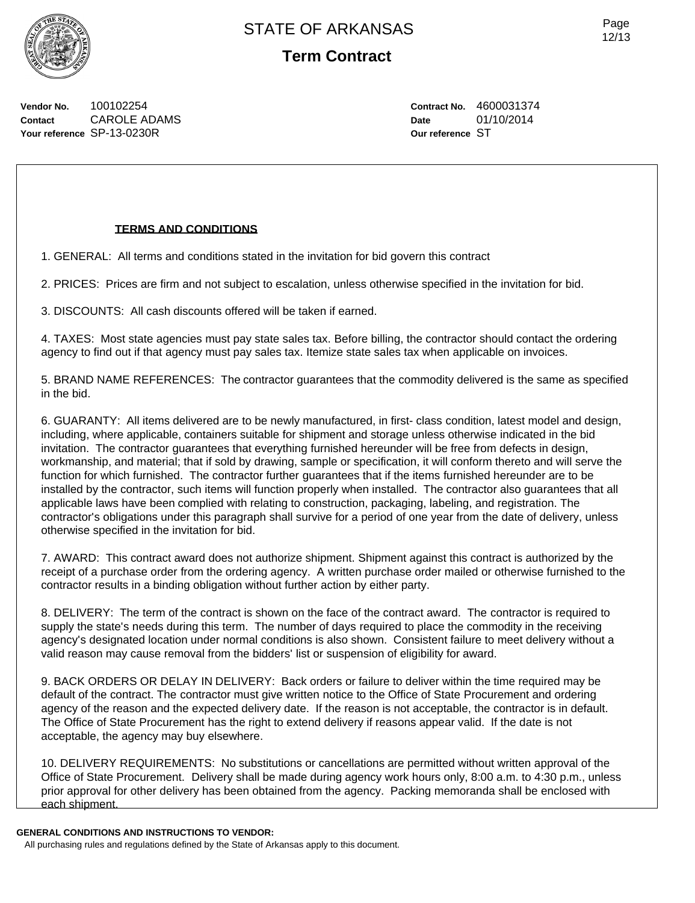# STATE OF ARKANSAS

## Term Contract

**Vendor No.** 100102254
**Contact** CAROLE ADAMS
**Your reference** SP-13-0230R

**Contract No.** 4600031374
**Date** 01/10/2014
**Our reference** ST

**TERMS AND CONDITIONS**

1. GENERAL: All terms and conditions stated in the invitation for bid govern this contract

2. PRICES: Prices are firm and not subject to escalation, unless otherwise specified in the invitation for bid.

3. DISCOUNTS: All cash discounts offered will be taken if earned.

4. TAXES: Most state agencies must pay state sales tax. Before billing, the contractor should contact the ordering agency to find out if that agency must pay sales tax. Itemize state sales tax when applicable on invoices.

5. BRAND NAME REFERENCES: The contractor guarantees that the commodity delivered is the same as specified in the bid.

6. GUARANTY: All items delivered are to be newly manufactured, in first- class condition, latest model and design, including, where applicable, containers suitable for shipment and storage unless otherwise indicated in the bid invitation. The contractor guarantees that everything furnished hereunder will be free from defects in design, workmanship, and material; that if sold by drawing, sample or specification, it will conform thereto and will serve the function for which furnished. The contractor further guarantees that if the items furnished hereunder are to be installed by the contractor, such items will function properly when installed. The contractor also guarantees that all applicable laws have been complied with relating to construction, packaging, labeling, and registration. The contractor's obligations under this paragraph shall survive for a period of one year from the date of delivery, unless otherwise specified in the invitation for bid.

7. AWARD: This contract award does not authorize shipment. Shipment against this contract is authorized by the receipt of a purchase order from the ordering agency. A written purchase order mailed or otherwise furnished to the contractor results in a binding obligation without further action by either party.

8. DELIVERY: The term of the contract is shown on the face of the contract award. The contractor is required to supply the state's needs during this term. The number of days required to place the commodity in the receiving agency's designated location under normal conditions is also shown. Consistent failure to meet delivery without a valid reason may cause removal from the bidders' list or suspension of eligibility for award.

9. BACK ORDERS OR DELAY IN DELIVERY: Back orders or failure to deliver within the time required may be default of the contract. The contractor must give written notice to the Office of State Procurement and ordering agency of the reason and the expected delivery date. If the reason is not acceptable, the contractor is in default. The Office of State Procurement has the right to extend delivery if reasons appear valid. If the date is not acceptable, the agency may buy elsewhere.

10. DELIVERY REQUIREMENTS: No substitutions or cancellations are permitted without written approval of the Office of State Procurement. Delivery shall be made during agency work hours only, 8:00 a.m. to 4:30 p.m., unless prior approval for other delivery has been obtained from the agency. Packing memoranda shall be enclosed with each shipment.

**GENERAL CONDITIONS AND INSTRUCTIONS TO VENDOR:**

All purchasing rules and regulations defined by the State of Arkansas apply to this document.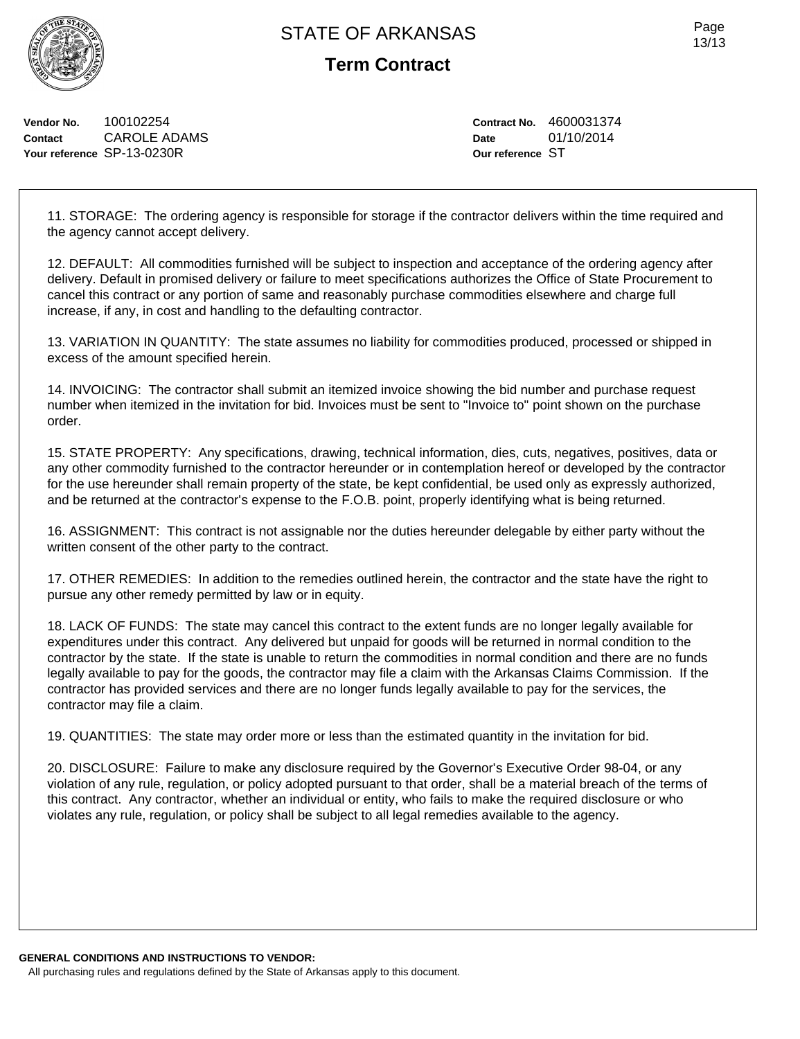**Vendor No.** 100102254
**Contact** CAROLE ADAMS
**Your reference** SP-13-0230R

**Contract No.** 4600031374
**Date** 01/10/2014
**Our reference** ST

11. STORAGE: The ordering agency is responsible for storage if the contractor delivers within the time required and the agency cannot accept delivery.

12. DEFAULT: All commodities furnished will be subject to inspection and acceptance of the ordering agency after delivery. Default in promised delivery or failure to meet specifications authorizes the Office of State Procurement to cancel this contract or any portion of same and reasonably purchase commodities elsewhere and charge full increase, if any, in cost and handling to the defaulting contractor.

13. VARIATION IN QUANTITY: The state assumes no liability for commodities produced, processed or shipped in excess of the amount specified herein.

14. INVOICING: The contractor shall submit an itemized invoice showing the bid number and purchase request number when itemized in the invitation for bid. Invoices must be sent to "Invoice to" point shown on the purchase order.

15. STATE PROPERTY: Any specifications, drawing, technical information, dies, cuts, negatives, positives, data or any other commodity furnished to the contractor hereunder or in contemplation hereof or developed by the contractor for the use hereunder shall remain property of the state, be kept confidential, be used only as expressly authorized, and be returned at the contractor's expense to the F.O.B. point, properly identifying what is being returned.

16. ASSIGNMENT: This contract is not assignable nor the duties hereunder delegable by either party without the written consent of the other party to the contract.

17. OTHER REMEDIES: In addition to the remedies outlined herein, the contractor and the state have the right to pursue any other remedy permitted by law or in equity.

18. LACK OF FUNDS: The state may cancel this contract to the extent funds are no longer legally available for expenditures under this contract. Any delivered but unpaid for goods will be returned in normal condition to the contractor by the state. If the state is unable to return the commodities in normal condition and there are no funds legally available to pay for the goods, the contractor may file a claim with the Arkansas Claims Commission. If the contractor has provided services and there are no longer funds legally available to pay for the services, the contractor may file a claim.

19. QUANTITIES: The state may order more or less than the estimated quantity in the invitation for bid.

20. DISCLOSURE: Failure to make any disclosure required by the Governor's Executive Order 98-04, or any violation of any rule, regulation, or policy adopted pursuant to that order, shall be a material breach of the terms of this contract. Any contractor, whether an individual or entity, who fails to make the required disclosure or who violates any rule, regulation, or policy shall be subject to all legal remedies available to the agency.

**GENERAL CONDITIONS AND INSTRUCTIONS TO VENDOR:**
All purchasing rules and regulations defined by the State of Arkansas apply to this document.